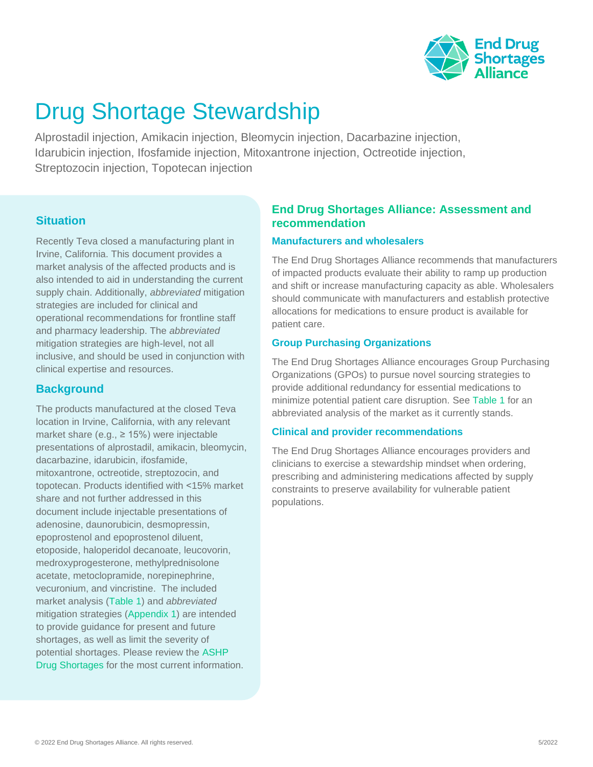# Drug Shortage Stewardship

Alprostadil injection, Amikacin injection, Bleomycin injection, Dacarbazine injection, Idarubicin injection, Ifosfamide injection, Mitoxantrone injection, Octreotide injection, Streptozocin injection, Topotecan injection

## Situation

Recently Teva closed a manufacturing plant in Irvine, California. This document provides a market analysis of the affected products and is also intended to aid in understanding the current supply chain. Additionally, *abbreviated* mitigation strategies are included for clinical and operational recommendations for frontline staff and pharmacy leadership. The *abbreviated* mitigation strategies are high-level, not all inclusive, and should be used in conjunction with clinical expertise and resources.

## Background

The products manufactured at the closed Teva location in Irvine, California, with any relevant market share (e.g., ≥ 15%) were injectable presentations of alprostadil, amikacin, bleomycin, dacarbazine, idarubicin, ifosfamide, mitoxantrone, octreotide, streptozocin, and topotecan. Products identified with <15% market share and not further addressed in this document include injectable presentations of adenosine, daunorubicin, desmopressin, epoprostenol and epoprostenol diluent, etoposide, haloperidol decanoate, leucovorin, medroxyprogesterone, methylprednisolone acetate, metoclopramide, norepinephrine, vecuronium, and vincristine. The included market analysis (Table 1) and *abbreviated* mitigation strategies (Appendix 1) are intended to provide guidance for present and future shortages, as well as limit the severity of potential shortages. Please review the ASHP Drug Shortages for the most current information.

## End Drug Shortages Alliance: Assessment and recommendation

### Manufacturers and wholesalers

The End Drug Shortages Alliance recommends that manufacturers of impacted products evaluate their ability to ramp up production and shift or increase manufacturing capacity as able. Wholesalers should communicate with manufacturers and establish protective allocations for medications to ensure product is available for patient care.

### Group Purchasing Organizations

The End Drug Shortages Alliance encourages Group Purchasing Organizations (GPOs) to pursue novel sourcing strategies to provide additional redundancy for essential medications to minimize potential patient care disruption. See Table 1 for an abbreviated analysis of the market as it currently stands.

### Clinical and provider recommendations

The End Drug Shortages Alliance encourages providers and clinicians to exercise a stewardship mindset when ordering, prescribing and administering medications affected by supply constraints to preserve availability for vulnerable patient populations.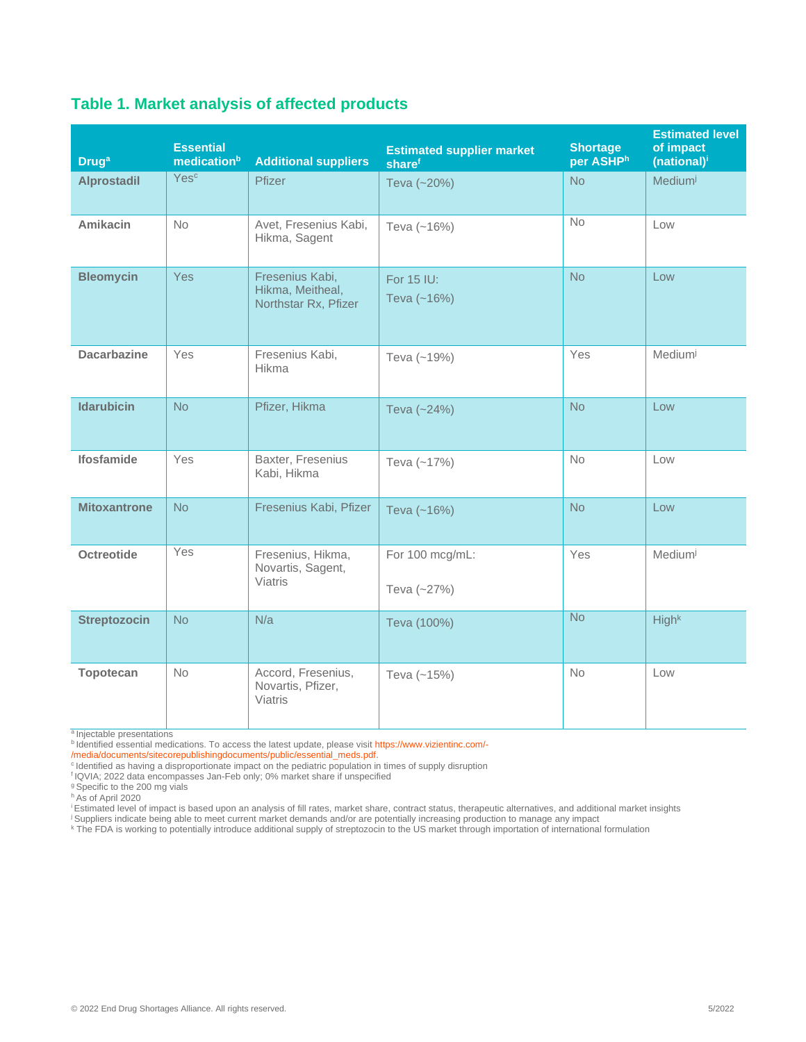## Table 1. Market analysis of affected products

| Drug[a] | Essential medication[b] | Additional suppliers | Estimated supplier market share[f] | Shortage per ASHP[h] | Estimated level of impact (national)[i] |
|---|---|---|---|---|---|
| **Alprostadil** | Yes[c] | Pfizer | Teva (~20%) | No | Medium[j] |
| **Amikacin** | No | Avet, Fresenius Kabi, Hikma, Sagent | Teva (~16%) | No | Low |
| **Bleomycin** | Yes | Fresenius Kabi, Hikma, Meitheal, Northstar Rx, Pfizer | For 15 IU: Teva (~16%) | No | Low |
| **Dacarbazine** | Yes | Fresenius Kabi, Hikma | Teva (~19%) | Yes | Medium[j] |
| **Idarubicin** | No | Pfizer, Hikma | Teva (~24%) | No | Low |
| **Ifosfamide** | Yes | Baxter, Fresenius Kabi, Hikma | Teva (~17%) | No | Low |
| **Mitoxantrone** | No | Fresenius Kabi, Pfizer | Teva (~16%) | No | Low |
| **Octreotide** | Yes | Fresenius, Hikma, Novartis, Sagent, Viatris | For 100 mcg/mL: Teva (~27%) | Yes | Medium[j] |
| **Streptozocin** | No | N/a | Teva (100%) | No | High[k] |
| **Topotecan** | No | Accord, Fresenius, Novartis, Pfizer, Viatris | Teva (~15%) | No | Low |

[a] Injectable presentations
[b] Identified essential medications. To access the latest update, please visit https://www.vizientinc.com/-/media/documents/sitecorepublishingdocuments/public/essential_meds.pdf.
[c] Identified as having a disproportionate impact on the pediatric population in times of supply disruption
[f] IQVIA; 2022 data encompasses Jan-Feb only; 0% market share if unspecified
[g] Specific to the 200 mg vials
[h] As of April 2020
[i] Estimated level of impact is based upon an analysis of fill rates, market share, contract status, therapeutic alternatives, and additional market insights
[j] Suppliers indicate being able to meet current market demands and/or are potentially increasing production to manage any impact
[k] The FDA is working to potentially introduce additional supply of streptozocin to the US market through importation of international formulation

© 2022 End Drug Shortages Alliance. All rights reserved. 5/2022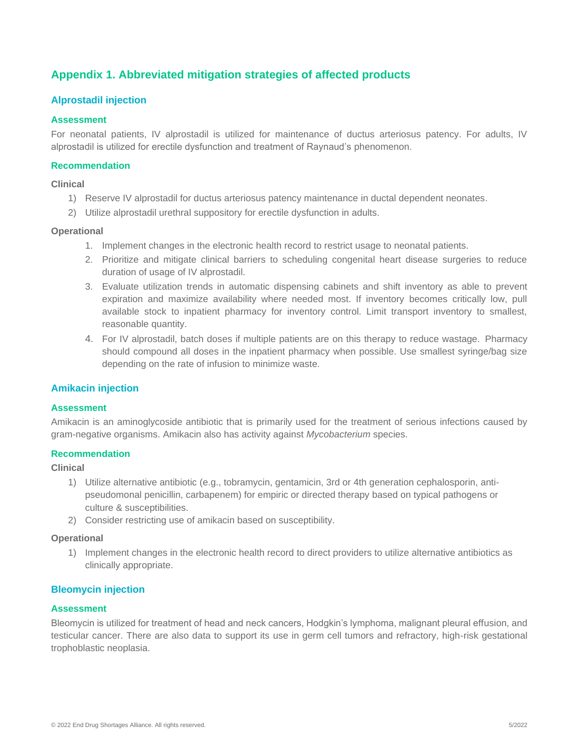## Appendix 1. Abbreviated mitigation strategies of affected products

### Alprostadil injection

#### Assessment

For neonatal patients, IV alprostadil is utilized for maintenance of ductus arteriosus patency. For adults, IV alprostadil is utilized for erectile dysfunction and treatment of Raynaud's phenomenon.

#### Recommendation

**Clinical**

1) Reserve IV alprostadil for ductus arteriosus patency maintenance in ductal dependent neonates.
2) Utilize alprostadil urethral suppository for erectile dysfunction in adults.

**Operational**

1. Implement changes in the electronic health record to restrict usage to neonatal patients.
2. Prioritize and mitigate clinical barriers to scheduling congenital heart disease surgeries to reduce duration of usage of IV alprostadil.
3. Evaluate utilization trends in automatic dispensing cabinets and shift inventory as able to prevent expiration and maximize availability where needed most. If inventory becomes critically low, pull available stock to inpatient pharmacy for inventory control. Limit transport inventory to smallest, reasonable quantity.
4. For IV alprostadil, batch doses if multiple patients are on this therapy to reduce wastage. Pharmacy should compound all doses in the inpatient pharmacy when possible. Use smallest syringe/bag size depending on the rate of infusion to minimize waste.

### Amikacin injection

#### Assessment

Amikacin is an aminoglycoside antibiotic that is primarily used for the treatment of serious infections caused by gram-negative organisms. Amikacin also has activity against *Mycobacterium* species.

#### Recommendation

**Clinical**

1) Utilize alternative antibiotic (e.g., tobramycin, gentamicin, 3rd or 4th generation cephalosporin, anti-pseudomonal penicillin, carbapenem) for empiric or directed therapy based on typical pathogens or culture & susceptibilities.
2) Consider restricting use of amikacin based on susceptibility.

**Operational**

1) Implement changes in the electronic health record to direct providers to utilize alternative antibiotics as clinically appropriate.

### Bleomycin injection

#### Assessment

Bleomycin is utilized for treatment of head and neck cancers, Hodgkin's lymphoma, malignant pleural effusion, and testicular cancer. There are also data to support its use in germ cell tumors and refractory, high-risk gestational trophoblastic neoplasia.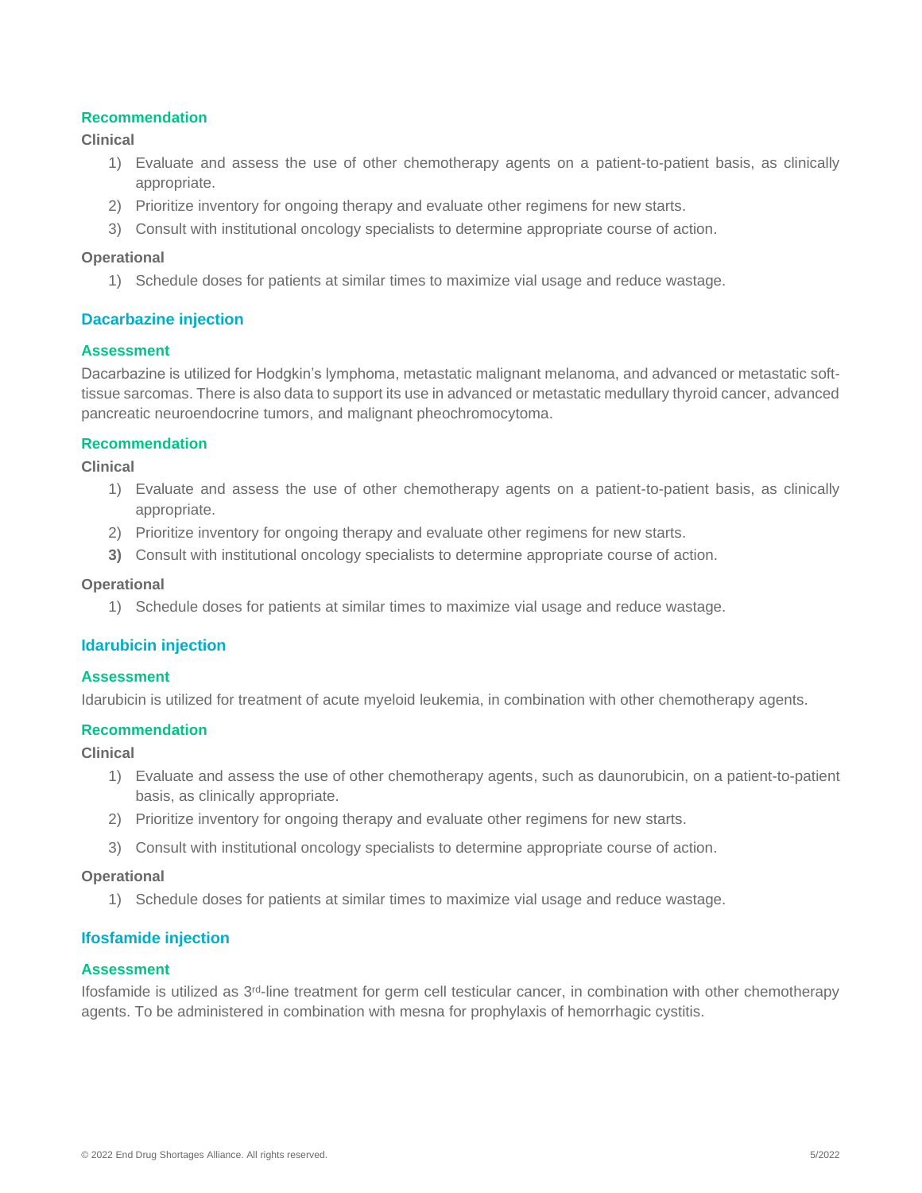### Recommendation

**Clinical**

1) Evaluate and assess the use of other chemotherapy agents on a patient-to-patient basis, as clinically appropriate.
2) Prioritize inventory for ongoing therapy and evaluate other regimens for new starts.
3) Consult with institutional oncology specialists to determine appropriate course of action.

**Operational**

1) Schedule doses for patients at similar times to maximize vial usage and reduce wastage.

## Dacarbazine injection

### Assessment

Dacarbazine is utilized for Hodgkin's lymphoma, metastatic malignant melanoma, and advanced or metastatic soft-tissue sarcomas. There is also data to support its use in advanced or metastatic medullary thyroid cancer, advanced pancreatic neuroendocrine tumors, and malignant pheochromocytoma.

### Recommendation

**Clinical**

1) Evaluate and assess the use of other chemotherapy agents on a patient-to-patient basis, as clinically appropriate.
2) Prioritize inventory for ongoing therapy and evaluate other regimens for new starts.
3) Consult with institutional oncology specialists to determine appropriate course of action.

**Operational**

1) Schedule doses for patients at similar times to maximize vial usage and reduce wastage.

## Idarubicin injection

### Assessment

Idarubicin is utilized for treatment of acute myeloid leukemia, in combination with other chemotherapy agents.

### Recommendation

**Clinical**

1) Evaluate and assess the use of other chemotherapy agents, such as daunorubicin, on a patient-to-patient basis, as clinically appropriate.
2) Prioritize inventory for ongoing therapy and evaluate other regimens for new starts.
3) Consult with institutional oncology specialists to determine appropriate course of action.

**Operational**

1) Schedule doses for patients at similar times to maximize vial usage and reduce wastage.

## Ifosfamide injection

### Assessment

Ifosfamide is utilized as 3rd-line treatment for germ cell testicular cancer, in combination with other chemotherapy agents. To be administered in combination with mesna for prophylaxis of hemorrhagic cystitis.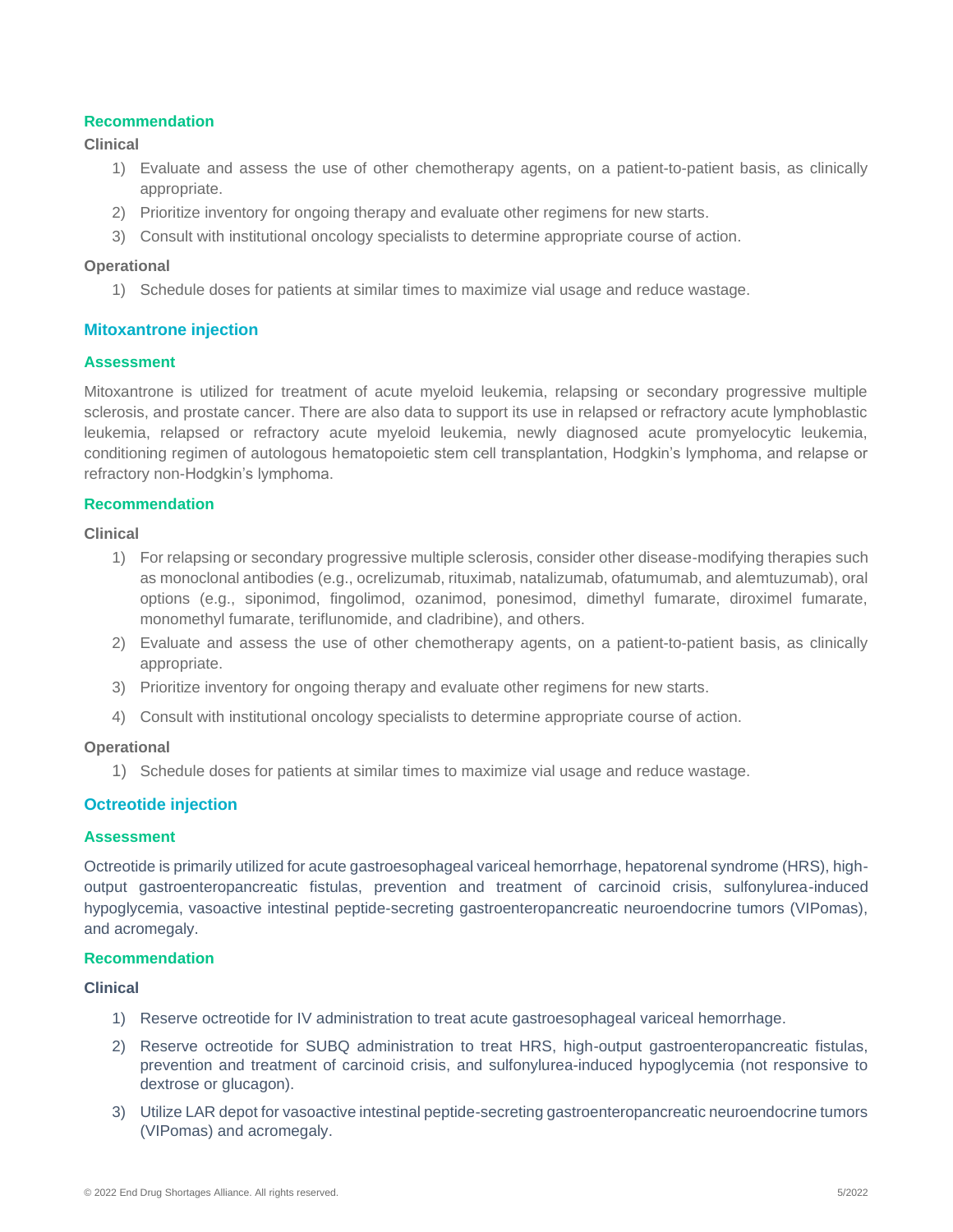### Recommendation

**Clinical**

1) Evaluate and assess the use of other chemotherapy agents, on a patient-to-patient basis, as clinically appropriate.
2) Prioritize inventory for ongoing therapy and evaluate other regimens for new starts.
3) Consult with institutional oncology specialists to determine appropriate course of action.

**Operational**

1) Schedule doses for patients at similar times to maximize vial usage and reduce wastage.

## Mitoxantrone injection

### Assessment

Mitoxantrone is utilized for treatment of acute myeloid leukemia, relapsing or secondary progressive multiple sclerosis, and prostate cancer. There are also data to support its use in relapsed or refractory acute lymphoblastic leukemia, relapsed or refractory acute myeloid leukemia, newly diagnosed acute promyelocytic leukemia, conditioning regimen of autologous hematopoietic stem cell transplantation, Hodgkin's lymphoma, and relapse or refractory non-Hodgkin's lymphoma.

### Recommendation

**Clinical**

1) For relapsing or secondary progressive multiple sclerosis, consider other disease-modifying therapies such as monoclonal antibodies (e.g., ocrelizumab, rituximab, natalizumab, ofatumumab, and alemtuzumab), oral options (e.g., siponimod, fingolimod, ozanimod, ponesimod, dimethyl fumarate, diroximel fumarate, monomethyl fumarate, teriflunomide, and cladribine), and others.
2) Evaluate and assess the use of other chemotherapy agents, on a patient-to-patient basis, as clinically appropriate.
3) Prioritize inventory for ongoing therapy and evaluate other regimens for new starts.
4) Consult with institutional oncology specialists to determine appropriate course of action.

**Operational**

1) Schedule doses for patients at similar times to maximize vial usage and reduce wastage.

## Octreotide injection

### Assessment

Octreotide is primarily utilized for acute gastroesophageal variceal hemorrhage, hepatorenal syndrome (HRS), high-output gastroenteropancreatic fistulas, prevention and treatment of carcinoid crisis, sulfonylurea-induced hypoglycemia, vasoactive intestinal peptide-secreting gastroenteropancreatic neuroendocrine tumors (VIPomas), and acromegaly.

### Recommendation

**Clinical**

1) Reserve octreotide for IV administration to treat acute gastroesophageal variceal hemorrhage.
2) Reserve octreotide for SUBQ administration to treat HRS, high-output gastroenteropancreatic fistulas, prevention and treatment of carcinoid crisis, and sulfonylurea-induced hypoglycemia (not responsive to dextrose or glucagon).
3) Utilize LAR depot for vasoactive intestinal peptide-secreting gastroenteropancreatic neuroendocrine tumors (VIPomas) and acromegaly.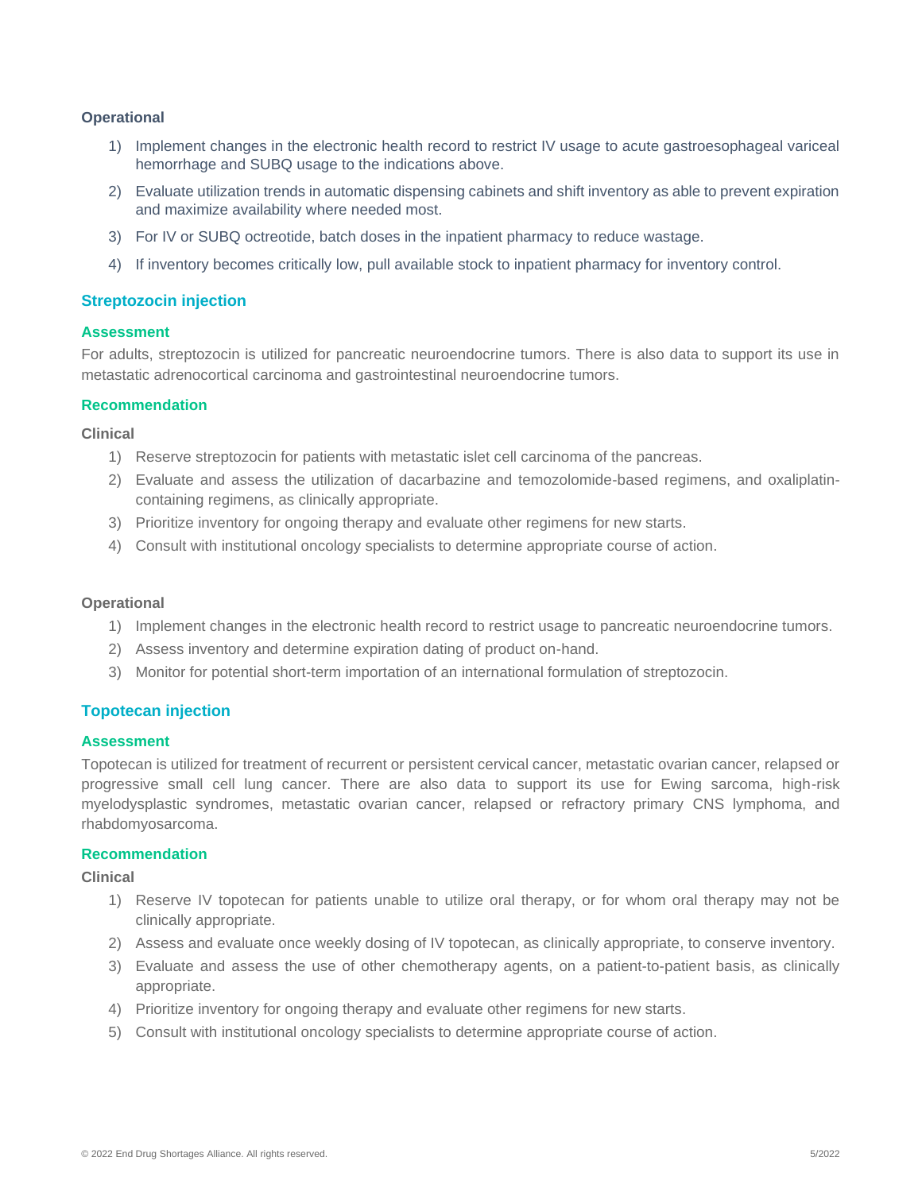**Operational**

1) Implement changes in the electronic health record to restrict IV usage to acute gastroesophageal variceal hemorrhage and SUBQ usage to the indications above.
2) Evaluate utilization trends in automatic dispensing cabinets and shift inventory as able to prevent expiration and maximize availability where needed most.
3) For IV or SUBQ octreotide, batch doses in the inpatient pharmacy to reduce wastage.
4) If inventory becomes critically low, pull available stock to inpatient pharmacy for inventory control.

## Streptozocin injection

### Assessment

For adults, streptozocin is utilized for pancreatic neuroendocrine tumors. There is also data to support its use in metastatic adrenocortical carcinoma and gastrointestinal neuroendocrine tumors.

### Recommendation

**Clinical**

1) Reserve streptozocin for patients with metastatic islet cell carcinoma of the pancreas.
2) Evaluate and assess the utilization of dacarbazine and temozolomide-based regimens, and oxaliplatin-containing regimens, as clinically appropriate.
3) Prioritize inventory for ongoing therapy and evaluate other regimens for new starts.
4) Consult with institutional oncology specialists to determine appropriate course of action.

**Operational**

1) Implement changes in the electronic health record to restrict usage to pancreatic neuroendocrine tumors.
2) Assess inventory and determine expiration dating of product on-hand.
3) Monitor for potential short-term importation of an international formulation of streptozocin.

## Topotecan injection

### Assessment

Topotecan is utilized for treatment of recurrent or persistent cervical cancer, metastatic ovarian cancer, relapsed or progressive small cell lung cancer. There are also data to support its use for Ewing sarcoma, high-risk myelodysplastic syndromes, metastatic ovarian cancer, relapsed or refractory primary CNS lymphoma, and rhabdomyosarcoma.

### Recommendation

**Clinical**

1) Reserve IV topotecan for patients unable to utilize oral therapy, or for whom oral therapy may not be clinically appropriate.
2) Assess and evaluate once weekly dosing of IV topotecan, as clinically appropriate, to conserve inventory.
3) Evaluate and assess the use of other chemotherapy agents, on a patient-to-patient basis, as clinically appropriate.
4) Prioritize inventory for ongoing therapy and evaluate other regimens for new starts.
5) Consult with institutional oncology specialists to determine appropriate course of action.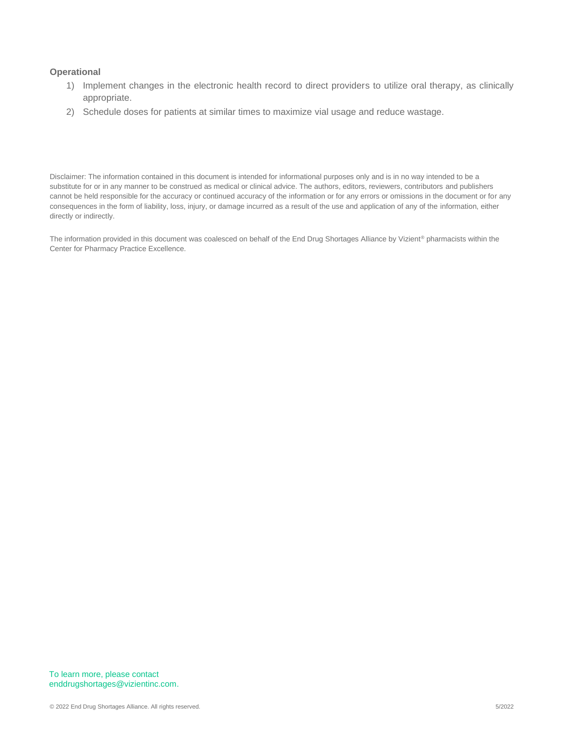**Operational**

1) Implement changes in the electronic health record to direct providers to utilize oral therapy, as clinically appropriate.
2) Schedule doses for patients at similar times to maximize vial usage and reduce wastage.

Disclaimer: The information contained in this document is intended for informational purposes only and is in no way intended to be a substitute for or in any manner to be construed as medical or clinical advice. The authors, editors, reviewers, contributors and publishers cannot be held responsible for the accuracy or continued accuracy of the information or for any errors or omissions in the document or for any consequences in the form of liability, loss, injury, or damage incurred as a result of the use and application of any of the information, either directly or indirectly.

The information provided in this document was coalesced on behalf of the End Drug Shortages Alliance by Vizient® pharmacists within the Center for Pharmacy Practice Excellence.

To learn more, please contact enddrugshortages@vizientinc.com.

© 2022 End Drug Shortages Alliance. All rights reserved.

5/2022